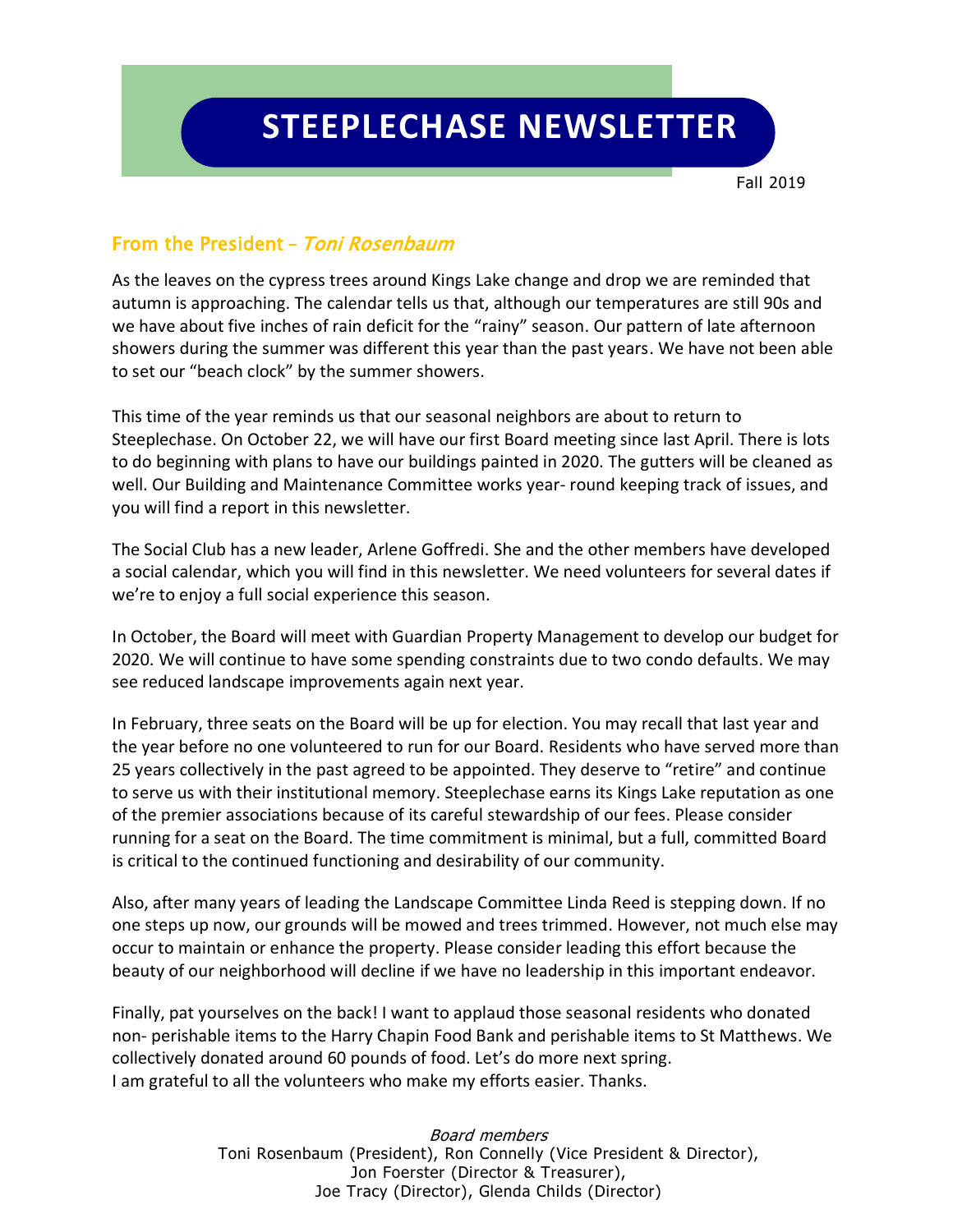# STEEPLECHASE NEWSLETTER

Fall 2019

## From the President – *Toni Rosenbaum*

As the leaves on the cypress trees around Kings Lake change and drop we are reminded that autumn is approaching. The calendar tells us that, although our temperatures are still 90s and we have about five inches of rain deficit for the "rainy" season. Our pattern of late afternoon showers during the summer was different this year than the past years. We have not been able to set our "beach clock" by the summer showers.

This time of the year reminds us that our seasonal neighbors are about to return to Steeplechase. On October 22, we will have our first Board meeting since last April. There is lots to do beginning with plans to have our buildings painted in 2020. The gutters will be cleaned as well. Our Building and Maintenance Committee works year- round keeping track of issues, and you will find a report in this newsletter.

The Social Club has a new leader, Arlene Goffredi. She and the other members have developed a social calendar, which you will find in this newsletter. We need volunteers for several dates if we're to enjoy a full social experience this season.

In October, the Board will meet with Guardian Property Management to develop our budget for 2020. We will continue to have some spending constraints due to two condo defaults. We may see reduced landscape improvements again next year.

In February, three seats on the Board will be up for election. You may recall that last year and the year before no one volunteered to run for our Board. Residents who have served more than 25 years collectively in the past agreed to be appointed. They deserve to "retire" and continue to serve us with their institutional memory. Steeplechase earns its Kings Lake reputation as one of the premier associations because of its careful stewardship of our fees. Please consider running for a seat on the Board. The time commitment is minimal, but a full, committed Board is critical to the continued functioning and desirability of our community.

Also, after many years of leading the Landscape Committee Linda Reed is stepping down. If no one steps up now, our grounds will be mowed and trees trimmed. However, not much else may occur to maintain or enhance the property. Please consider leading this effort because the beauty of our neighborhood will decline if we have no leadership in this important endeavor.

Finally, pat yourselves on the back! I want to applaud those seasonal residents who donated non- perishable items to the Harry Chapin Food Bank and perishable items to St Matthews. We collectively donated around 60 pounds of food. Let's do more next spring.
I am grateful to all the volunteers who make my efforts easier. Thanks.

*Board members*
Toni Rosenbaum (President), Ron Connelly (Vice President & Director),
Jon Foerster (Director & Treasurer),
Joe Tracy (Director), Glenda Childs (Director)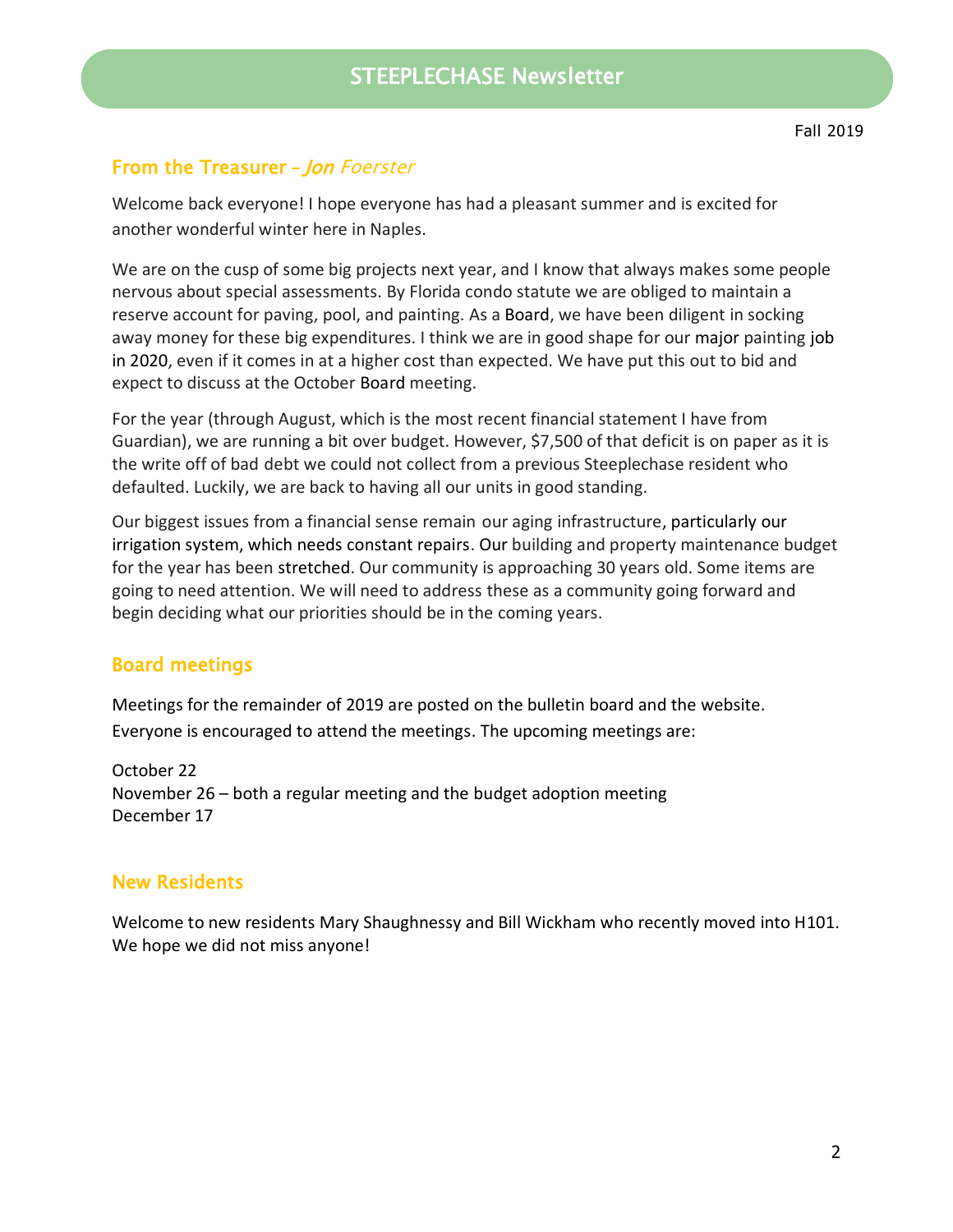# STEEPLECHASE Newsletter

Fall 2019

## From the Treasurer – *Jon Foerster*

Welcome back everyone! I hope everyone has had a pleasant summer and is excited for another wonderful winter here in Naples.

We are on the cusp of some big projects next year, and I know that always makes some people nervous about special assessments. By Florida condo statute we are obliged to maintain a reserve account for paving, pool, and painting. As a Board, we have been diligent in socking away money for these big expenditures. I think we are in good shape for our major painting job in 2020, even if it comes in at a higher cost than expected. We have put this out to bid and expect to discuss at the October Board meeting.

For the year (through August, which is the most recent financial statement I have from Guardian), we are running a bit over budget. However, $7,500 of that deficit is on paper as it is the write off of bad debt we could not collect from a previous Steeplechase resident who defaulted. Luckily, we are back to having all our units in good standing.

Our biggest issues from a financial sense remain our aging infrastructure, particularly our irrigation system, which needs constant repairs. Our building and property maintenance budget for the year has been stretched. Our community is approaching 30 years old. Some items are going to need attention. We will need to address these as a community going forward and begin deciding what our priorities should be in the coming years.

## Board meetings

Meetings for the remainder of 2019 are posted on the bulletin board and the website. Everyone is encouraged to attend the meetings. The upcoming meetings are:

October 22  
November 26 – both a regular meeting and the budget adoption meeting  
December 17

## New Residents

Welcome to new residents Mary Shaughnessy and Bill Wickham who recently moved into H101. We hope we did not miss anyone!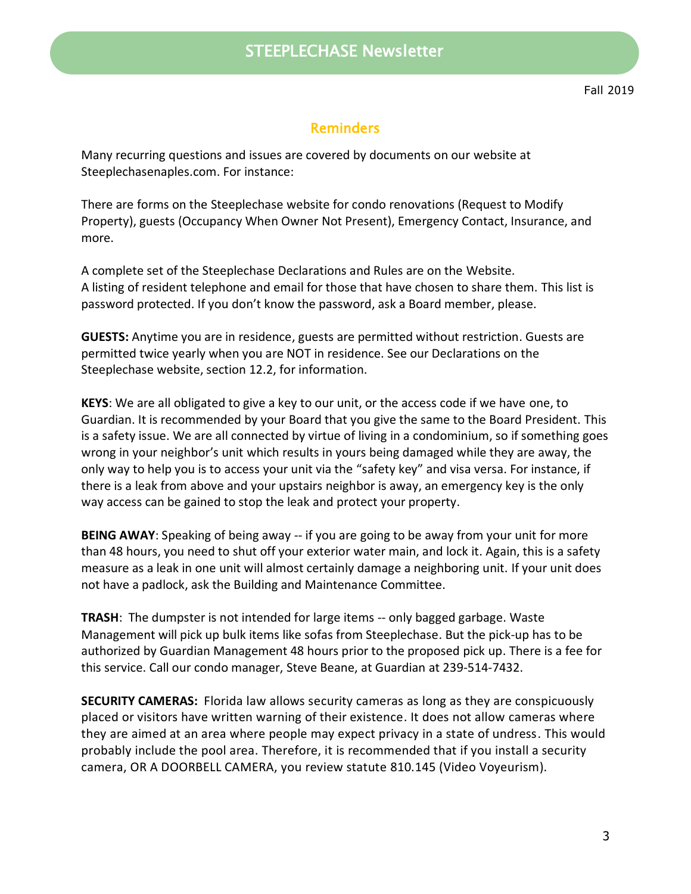# STEEPLECHASE Newsletter

Fall 2019

## Reminders

Many recurring questions and issues are covered by documents on our website at Steeplechasenaples.com. For instance:

There are forms on the Steeplechase website for condo renovations (Request to Modify Property), guests (Occupancy When Owner Not Present), Emergency Contact, Insurance, and more.

A complete set of the Steeplechase Declarations and Rules are on the Website.
A listing of resident telephone and email for those that have chosen to share them. This list is password protected. If you don't know the password, ask a Board member, please.

**GUESTS:** Anytime you are in residence, guests are permitted without restriction. Guests are permitted twice yearly when you are NOT in residence. See our Declarations on the Steeplechase website, section 12.2, for information.

**KEYS**: We are all obligated to give a key to our unit, or the access code if we have one, to Guardian. It is recommended by your Board that you give the same to the Board President. This is a safety issue. We are all connected by virtue of living in a condominium, so if something goes wrong in your neighbor's unit which results in yours being damaged while they are away, the only way to help you is to access your unit via the "safety key" and visa versa. For instance, if there is a leak from above and your upstairs neighbor is away, an emergency key is the only way access can be gained to stop the leak and protect your property.

**BEING AWAY**: Speaking of being away -- if you are going to be away from your unit for more than 48 hours, you need to shut off your exterior water main, and lock it. Again, this is a safety measure as a leak in one unit will almost certainly damage a neighboring unit. If your unit does not have a padlock, ask the Building and Maintenance Committee.

**TRASH**: The dumpster is not intended for large items -- only bagged garbage. Waste Management will pick up bulk items like sofas from Steeplechase. But the pick-up has to be authorized by Guardian Management 48 hours prior to the proposed pick up. There is a fee for this service. Call our condo manager, Steve Beane, at Guardian at 239-514-7432.

**SECURITY CAMERAS:** Florida law allows security cameras as long as they are conspicuously placed or visitors have written warning of their existence. It does not allow cameras where they are aimed at an area where people may expect privacy in a state of undress. This would probably include the pool area. Therefore, it is recommended that if you install a security camera, OR A DOORBELL CAMERA, you review statute 810.145 (Video Voyeurism).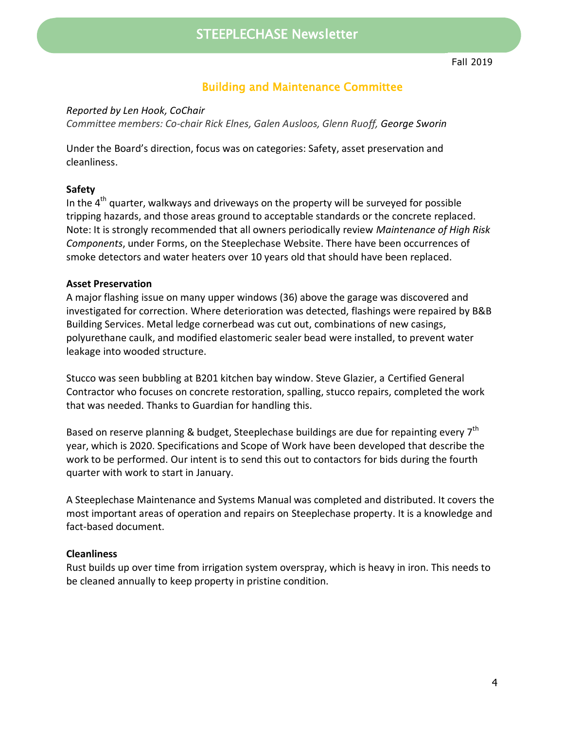# STEEPLECHASE Newsletter

Fall 2019

## Building and Maintenance Committee

*Reported by Len Hook, CoChair*

*Committee members: Co-chair Rick Elnes, Galen Ausloos, Glenn Ruoff, George Sworin*

Under the Board's direction, focus was on categories: Safety, asset preservation and cleanliness.

**Safety**

In the 4th quarter, walkways and driveways on the property will be surveyed for possible tripping hazards, and those areas ground to acceptable standards or the concrete replaced. Note: It is strongly recommended that all owners periodically review *Maintenance of High Risk Components*, under Forms, on the Steeplechase Website. There have been occurrences of smoke detectors and water heaters over 10 years old that should have been replaced.

**Asset Preservation**

A major flashing issue on many upper windows (36) above the garage was discovered and investigated for correction. Where deterioration was detected, flashings were repaired by B&B Building Services. Metal ledge cornerbead was cut out, combinations of new casings, polyurethane caulk, and modified elastomeric sealer bead were installed, to prevent water leakage into wooded structure.

Stucco was seen bubbling at B201 kitchen bay window. Steve Glazier, a Certified General Contractor who focuses on concrete restoration, spalling, stucco repairs, completed the work that was needed. Thanks to Guardian for handling this.

Based on reserve planning & budget, Steeplechase buildings are due for repainting every 7th year, which is 2020. Specifications and Scope of Work have been developed that describe the work to be performed. Our intent is to send this out to contactors for bids during the fourth quarter with work to start in January.

A Steeplechase Maintenance and Systems Manual was completed and distributed. It covers the most important areas of operation and repairs on Steeplechase property. It is a knowledge and fact-based document.

**Cleanliness**

Rust builds up over time from irrigation system overspray, which is heavy in iron. This needs to be cleaned annually to keep property in pristine condition.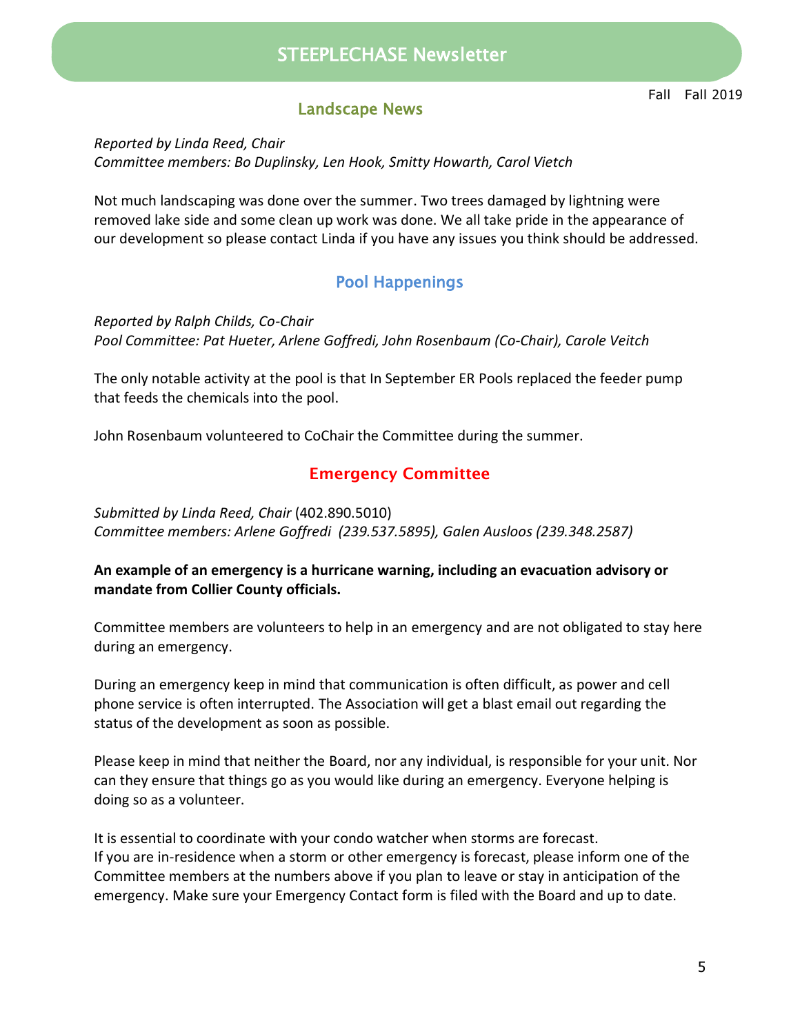# STEEPLECHASE Newsletter

Fall Fall 2019

## Landscape News

*Reported by Linda Reed, Chair*
*Committee members: Bo Duplinsky, Len Hook, Smitty Howarth, Carol Vietch*

Not much landscaping was done over the summer. Two trees damaged by lightning were removed lake side and some clean up work was done. We all take pride in the appearance of our development so please contact Linda if you have any issues you think should be addressed.

## Pool Happenings

*Reported by Ralph Childs, Co-Chair*
*Pool Committee: Pat Hueter, Arlene Goffredi, John Rosenbaum (Co-Chair), Carole Veitch*

The only notable activity at the pool is that In September ER Pools replaced the feeder pump that feeds the chemicals into the pool.

John Rosenbaum volunteered to CoChair the Committee during the summer.

## Emergency Committee

*Submitted by Linda Reed, Chair* (402.890.5010)
*Committee members: Arlene Goffredi (239.537.5895), Galen Ausloos (239.348.2587)*

**An example of an emergency is a hurricane warning, including an evacuation advisory or mandate from Collier County officials.**

Committee members are volunteers to help in an emergency and are not obligated to stay here during an emergency.

During an emergency keep in mind that communication is often difficult, as power and cell phone service is often interrupted. The Association will get a blast email out regarding the status of the development as soon as possible.

Please keep in mind that neither the Board, nor any individual, is responsible for your unit. Nor can they ensure that things go as you would like during an emergency. Everyone helping is doing so as a volunteer.

It is essential to coordinate with your condo watcher when storms are forecast.
If you are in-residence when a storm or other emergency is forecast, please inform one of the Committee members at the numbers above if you plan to leave or stay in anticipation of the emergency. Make sure your Emergency Contact form is filed with the Board and up to date.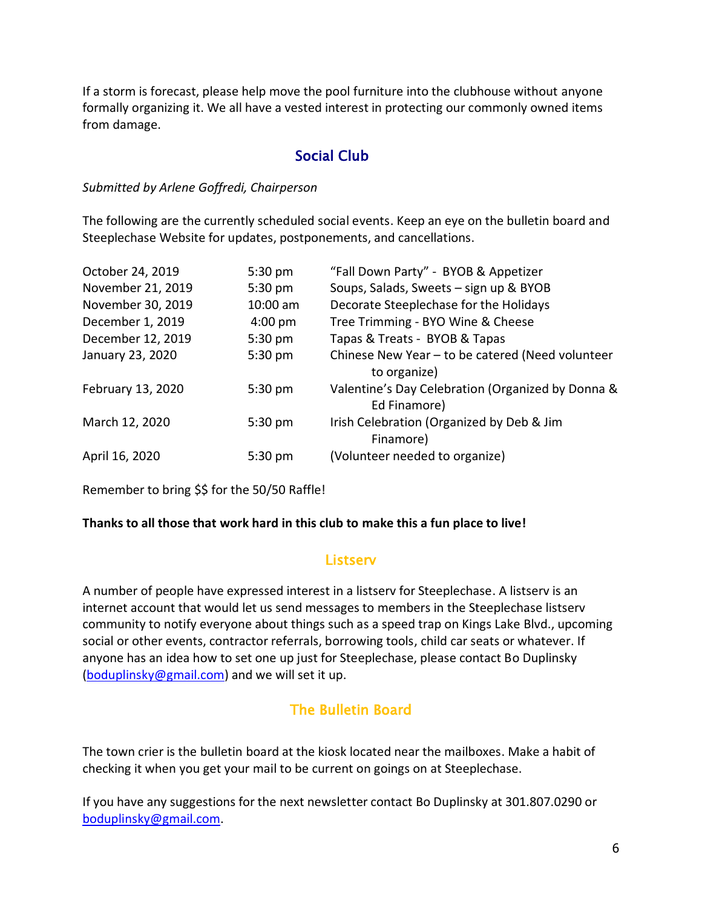If a storm is forecast, please help move the pool furniture into the clubhouse without anyone formally organizing it. We all have a vested interest in protecting our commonly owned items from damage.

## Social Club

*Submitted by Arlene Goffredi, Chairperson*

The following are the currently scheduled social events. Keep an eye on the bulletin board and Steeplechase Website for updates, postponements, and cancellations.

| | | |
|---|---|---|
| October 24, 2019 | 5:30 pm | "Fall Down Party" - BYOB & Appetizer |
| November 21, 2019 | 5:30 pm | Soups, Salads, Sweets – sign up & BYOB |
| November 30, 2019 | 10:00 am | Decorate Steeplechase for the Holidays |
| December 1, 2019 | 4:00 pm | Tree Trimming - BYO Wine & Cheese |
| December 12, 2019 | 5:30 pm | Tapas & Treats - BYOB & Tapas |
| January 23, 2020 | 5:30 pm | Chinese New Year – to be catered (Need volunteer to organize) |
| February 13, 2020 | 5:30 pm | Valentine's Day Celebration (Organized by Donna & Ed Finamore) |
| March 12, 2020 | 5:30 pm | Irish Celebration (Organized by Deb & Jim Finamore) |
| April 16, 2020 | 5:30 pm | (Volunteer needed to organize) |

Remember to bring $$ for the 50/50 Raffle!

**Thanks to all those that work hard in this club to make this a fun place to live!**

## Listserv

A number of people have expressed interest in a listserv for Steeplechase. A listserv is an internet account that would let us send messages to members in the Steeplechase listserv community to notify everyone about things such as a speed trap on Kings Lake Blvd., upcoming social or other events, contractor referrals, borrowing tools, child car seats or whatever. If anyone has an idea how to set one up just for Steeplechase, please contact Bo Duplinsky (boduplinsky@gmail.com) and we will set it up.

## The Bulletin Board

The town crier is the bulletin board at the kiosk located near the mailboxes. Make a habit of checking it when you get your mail to be current on goings on at Steeplechase.

If you have any suggestions for the next newsletter contact Bo Duplinsky at 301.807.0290 or boduplinsky@gmail.com.